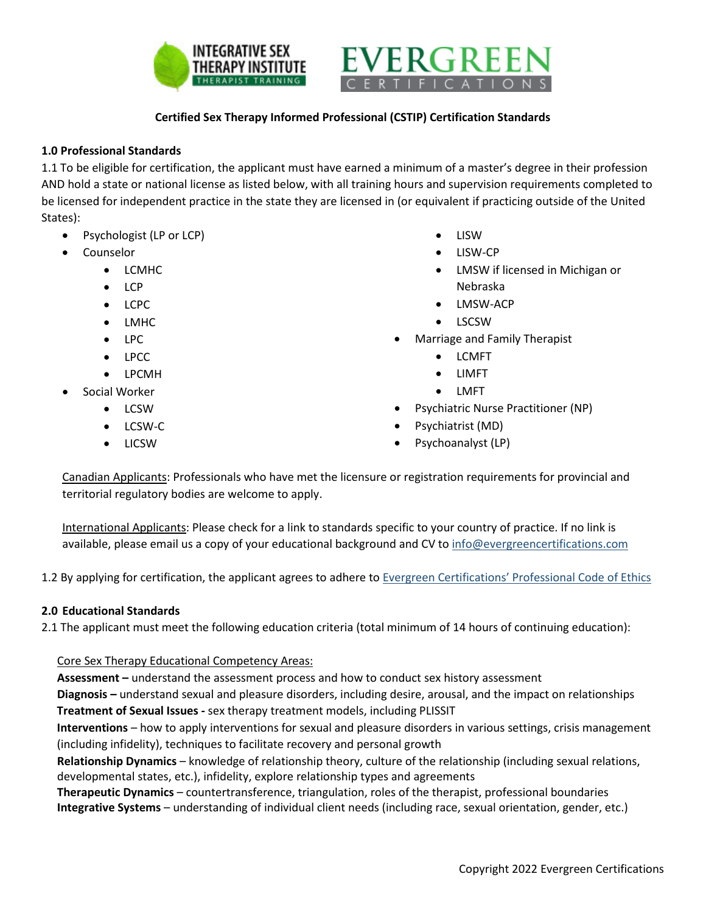**Certified Sex Therapy Informed Professional (CSTIP) Certification Standards**

## 1.0 Professional Standards

1.1 To be eligible for certification, the applicant must have earned a minimum of a master's degree in their profession AND hold a state or national license as listed below, with all training hours and supervision requirements completed to be licensed for independent practice in the state they are licensed in (or equivalent if practicing outside of the United States):

- Psychologist (LP or LCP)
- Counselor
  - LCMHC
  - LCP
  - LCPC
  - LMHC
  - LPC
  - LPCC
  - LPCMH
- Social Worker
  - LCSW
  - LCSW-C
  - LICSW
  - LISW
  - LISW-CP
  - LMSW if licensed in Michigan or Nebraska
  - LMSW-ACP
  - LSCSW
- Marriage and Family Therapist
  - LCMFT
  - LIMFT
  - LMFT
- Psychiatric Nurse Practitioner (NP)
- Psychiatrist (MD)
- Psychoanalyst (LP)

Canadian Applicants: Professionals who have met the licensure or registration requirements for provincial and territorial regulatory bodies are welcome to apply.

International Applicants: Please check for a link to standards specific to your country of practice. If no link is available, please email us a copy of your educational background and CV to info@evergreencertifications.com

1.2 By applying for certification, the applicant agrees to adhere to Evergreen Certifications' Professional Code of Ethics

## 2.0 Educational Standards

2.1 The applicant must meet the following education criteria (total minimum of 14 hours of continuing education):

Core Sex Therapy Educational Competency Areas:

**Assessment –** understand the assessment process and how to conduct sex history assessment
**Diagnosis –** understand sexual and pleasure disorders, including desire, arousal, and the impact on relationships
**Treatment of Sexual Issues -** sex therapy treatment models, including PLISSIT
**Interventions** – how to apply interventions for sexual and pleasure disorders in various settings, crisis management (including infidelity), techniques to facilitate recovery and personal growth
**Relationship Dynamics** – knowledge of relationship theory, culture of the relationship (including sexual relations, developmental states, etc.), infidelity, explore relationship types and agreements
**Therapeutic Dynamics** – countertransference, triangulation, roles of the therapist, professional boundaries
**Integrative Systems** – understanding of individual client needs (including race, sexual orientation, gender, etc.)

Copyright 2022 Evergreen Certifications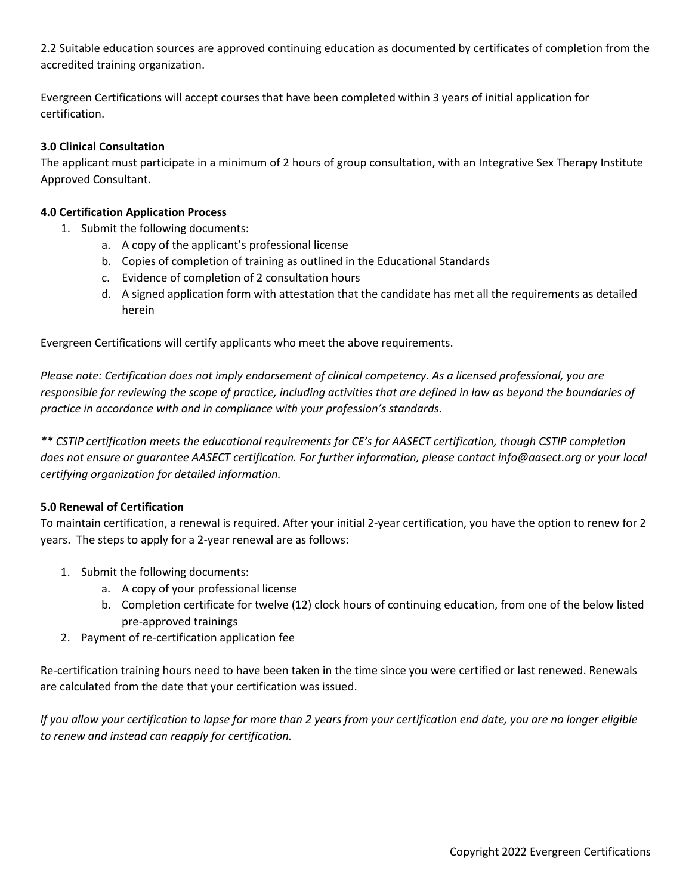2.2 Suitable education sources are approved continuing education as documented by certificates of completion from the accredited training organization.

Evergreen Certifications will accept courses that have been completed within 3 years of initial application for certification.

**3.0 Clinical Consultation**

The applicant must participate in a minimum of 2 hours of group consultation, with an Integrative Sex Therapy Institute Approved Consultant.

**4.0 Certification Application Process**

1. Submit the following documents:
    a. A copy of the applicant's professional license
    b. Copies of completion of training as outlined in the Educational Standards
    c. Evidence of completion of 2 consultation hours
    d. A signed application form with attestation that the candidate has met all the requirements as detailed herein

Evergreen Certifications will certify applicants who meet the above requirements.

*Please note: Certification does not imply endorsement of clinical competency. As a licensed professional, you are responsible for reviewing the scope of practice, including activities that are defined in law as beyond the boundaries of practice in accordance with and in compliance with your profession's standards*.

*** CSTIP certification meets the educational requirements for CE's for AASECT certification, though CSTIP completion does not ensure or guarantee AASECT certification. For further information, please contact info@aasect.org or your local certifying organization for detailed information.*

**5.0 Renewal of Certification**

To maintain certification, a renewal is required. After your initial 2-year certification, you have the option to renew for 2 years. The steps to apply for a 2-year renewal are as follows:

1. Submit the following documents:
    a. A copy of your professional license
    b. Completion certificate for twelve (12) clock hours of continuing education, from one of the below listed pre-approved trainings
2. Payment of re-certification application fee

Re-certification training hours need to have been taken in the time since you were certified or last renewed. Renewals are calculated from the date that your certification was issued.

*If you allow your certification to lapse for more than 2 years from your certification end date, you are no longer eligible to renew and instead can reapply for certification.*

Copyright 2022 Evergreen Certifications